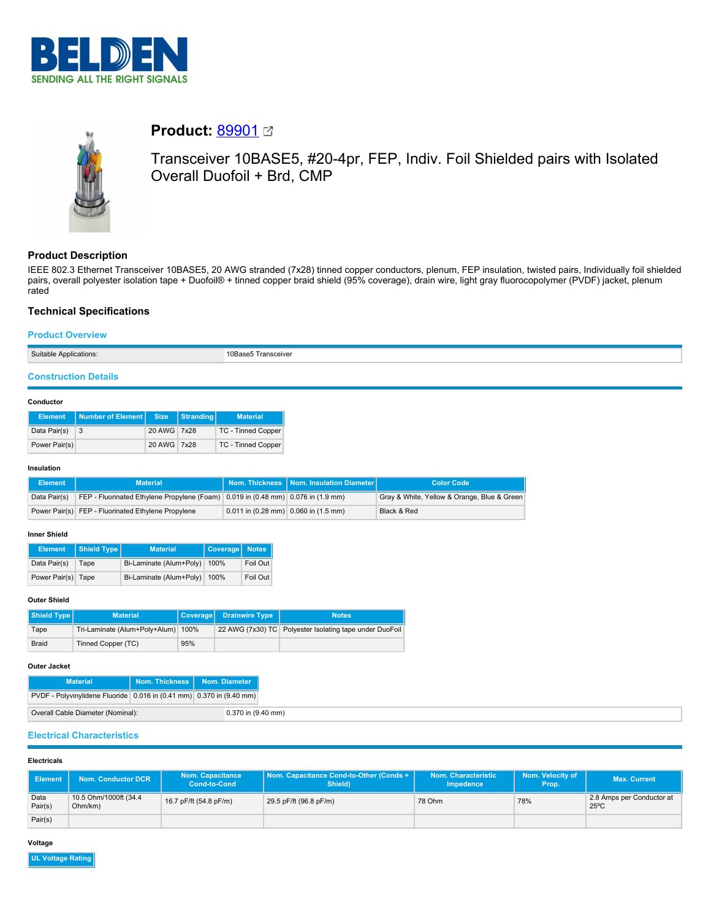BELDEN
SENDING ALL THE RIGHT SIGNALS

# Product: 89901

## Transceiver 10BASE5, #20-4pr, FEP, Indiv. Foil Shielded pairs with Isolated Overall Duofoil + Brd, CMP

## Product Description

IEEE 802.3 Ethernet Transceiver 10BASE5, 20 AWG stranded (7x28) tinned copper conductors, plenum, FEP insulation, twisted pairs, Individually foil shielded pairs, overall polyester isolation tape + Duofoil® + tinned copper braid shield (95% coverage), drain wire, light gray fluorocopolymer (PVDF) jacket, plenum rated

## Technical Specifications

### Product Overview

| Suitable Applications: | 10Base5 Transceiver |
|---|---|

### Construction Details

#### Conductor

| Element | Number of Element | Size | Stranding | Material |
|---|---|---|---|---|
| Data Pair(s) | 3 | 20 AWG | 7x28 | TC - Tinned Copper |
| Power Pair(s) | | 20 AWG | 7x28 | TC - Tinned Copper |

#### Insulation

| Element | Material | Nom. Thickness | Nom. Insulation Diameter | Color Code |
|---|---|---|---|---|
| Data Pair(s) | FEP - Fluorinated Ethylene Propylene (Foam) | 0.019 in (0.48 mm) | 0.076 in (1.9 mm) | Gray & White, Yellow & Orange, Blue & Green |
| Power Pair(s) | FEP - Fluorinated Ethylene Propylene | 0.011 in (0.28 mm) | 0.060 in (1.5 mm) | Black & Red |

#### Inner Shield

| Element | Shield Type | Material | Coverage | Notes |
|---|---|---|---|---|
| Data Pair(s) | Tape | Bi-Laminate (Alum+Poly) | 100% | Foil Out |
| Power Pair(s) | Tape | Bi-Laminate (Alum+Poly) | 100% | Foil Out |

#### Outer Shield

| Shield Type | Material | Coverage | Drainwire Type | Notes |
|---|---|---|---|---|
| Tape | Tri-Laminate (Alum+Poly+Alum) | 100% | 22 AWG (7x30) TC | Polyester Isolating tape under DuoFoil |
| Braid | Tinned Copper (TC) | 95% | | |

#### Outer Jacket

| Material | Nom. Thickness | Nom. Diameter |
|---|---|---|
| PVDF - Polyvinylidene Fluoride | 0.016 in (0.41 mm) | 0.370 in (9.40 mm) |

| Overall Cable Diameter (Nominal): | 0.370 in (9.40 mm) |
|---|---|

### Electrical Characteristics

#### Electricals

| Element | Nom. Conductor DCR | Nom. Capacitance Cond-to-Cond | Nom. Capacitance Cond-to-Other (Conds + Shield) | Nom. Characteristic Impedence | Nom. Velocity of Prop. | Max. Current |
|---|---|---|---|---|---|---|
| Data Pair(s) | 10.5 Ohm/1000ft (34.4 Ohm/km) | 16.7 pF/ft (54.8 pF/m) | 29.5 pF/ft (96.8 pF/m) | 78 Ohm | 78% | 2.8 Amps per Conductor at 25ºC |
| Pair(s) | | | | | | |

#### Voltage

| UL Voltage Rating |
|---|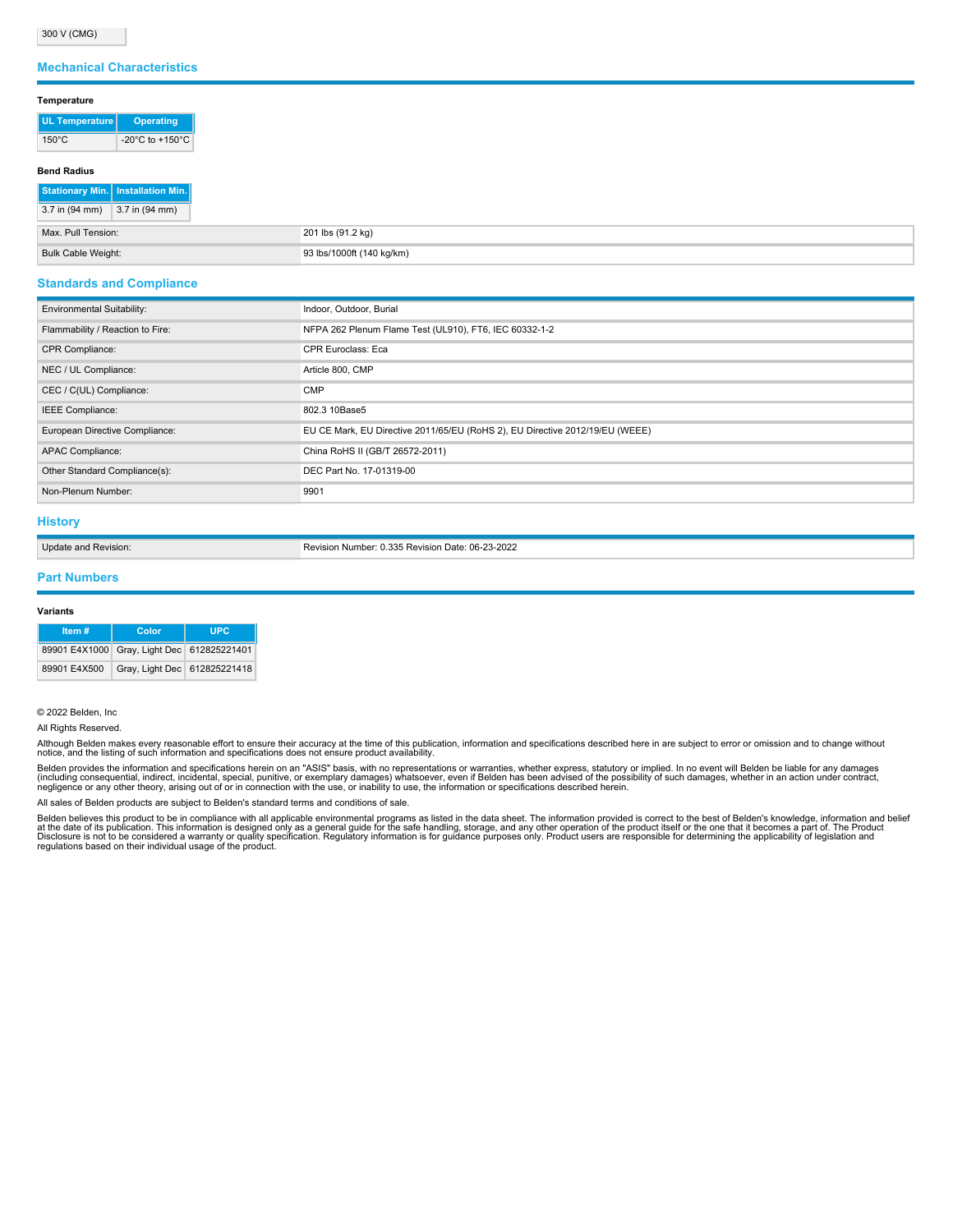| |
|---|
| 300 V (CMG) |

## Mechanical Characteristics

**Temperature**

| UL Temperature | Operating |
|---|---|
| 150°C | -20°C to +150°C |

**Bend Radius**

| Stationary Min. | Installation Min. |
|---|---|
| 3.7 in (94 mm) | 3.7 in (94 mm) |

| | |
|---|---|
| Max. Pull Tension: | 201 lbs (91.2 kg) |
| Bulk Cable Weight: | 93 lbs/1000ft (140 kg/km) |

## Standards and Compliance

| | |
|---|---|
| Environmental Suitability: | Indoor, Outdoor, Burial |
| Flammability / Reaction to Fire: | NFPA 262 Plenum Flame Test (UL910), FT6, IEC 60332-1-2 |
| CPR Compliance: | CPR Euroclass: Eca |
| NEC / UL Compliance: | Article 800, CMP |
| CEC / C(UL) Compliance: | CMP |
| IEEE Compliance: | 802.3 10Base5 |
| European Directive Compliance: | EU CE Mark, EU Directive 2011/65/EU (RoHS 2), EU Directive 2012/19/EU (WEEE) |
| APAC Compliance: | China RoHS II (GB/T 26572-2011) |
| Other Standard Compliance(s): | DEC Part No. 17-01319-00 |
| Non-Plenum Number: | 9901 |

## History

| | |
|---|---|
| Update and Revision: | Revision Number: 0.335 Revision Date: 06-23-2022 |

## Part Numbers

**Variants**

| Item # | Color | UPC |
|---|---|---|
| 89901 E4X1000 | Gray, Light Dec | 612825221401 |
| 89901 E4X500 | Gray, Light Dec | 612825221418 |

© 2022 Belden, Inc

All Rights Reserved.

Although Belden makes every reasonable effort to ensure their accuracy at the time of this publication, information and specifications described here in are subject to error or omission and to change without notice, and the listing of such information and specifications does not ensure product availability.

Belden provides the information and specifications herein on an "ASIS" basis, with no representations or warranties, whether express, statutory or implied. In no event will Belden be liable for any damages (including consequential, indirect, incidental, special, punitive, or exemplary damages) whatsoever, even if Belden has been advised of the possibility of such damages, whether in an action under contract, negligence or any other theory, arising out of or in connection with the use, or inability to use, the information or specifications described herein.

All sales of Belden products are subject to Belden's standard terms and conditions of sale.

Belden believes this product to be in compliance with all applicable environmental programs as listed in the data sheet. The information provided is correct to the best of Belden's knowledge, information and belief at the date of its publication. This information is designed only as a general guide for the safe handling, storage, and any other operation of the product itself or the one that it becomes a part of. The Product Disclosure is not to be considered a warranty or quality specification. Regulatory information is for guidance purposes only. Product users are responsible for determining the applicability of legislation and regulations based on their individual usage of the product.